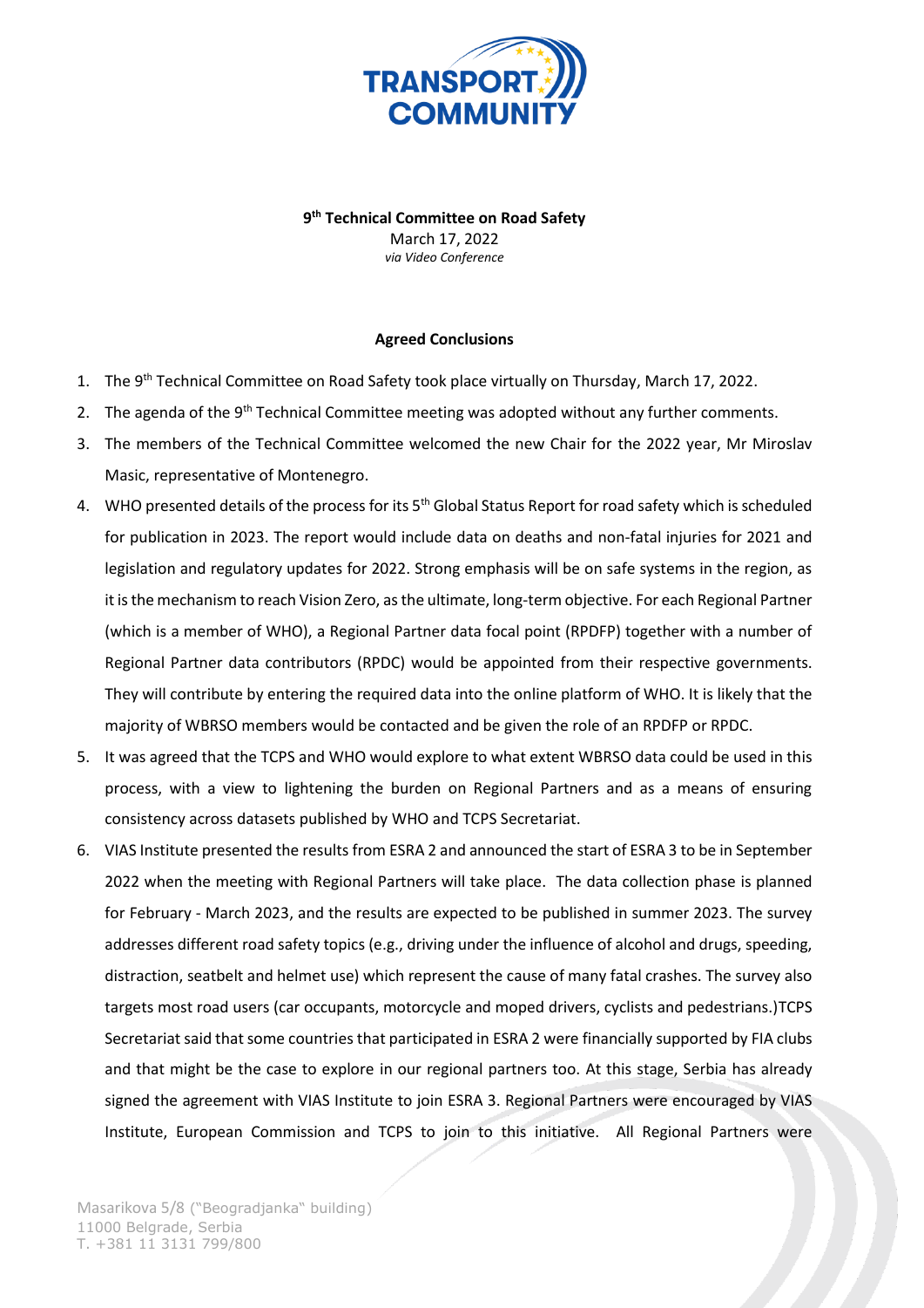**9th Technical Committee on Road Safety**

March 17, 2022

*via Video Conference*

**Agreed Conclusions**

1. The 9th Technical Committee on Road Safety took place virtually on Thursday, March 17, 2022.
2. The agenda of the 9th Technical Committee meeting was adopted without any further comments.
3. The members of the Technical Committee welcomed the new Chair for the 2022 year, Mr Miroslav Masic, representative of Montenegro.
4. WHO presented details of the process for its 5th Global Status Report for road safety which is scheduled for publication in 2023. The report would include data on deaths and non-fatal injuries for 2021 and legislation and regulatory updates for 2022. Strong emphasis will be on safe systems in the region, as it is the mechanism to reach Vision Zero, as the ultimate, long-term objective. For each Regional Partner (which is a member of WHO), a Regional Partner data focal point (RPDFP) together with a number of Regional Partner data contributors (RPDC) would be appointed from their respective governments. They will contribute by entering the required data into the online platform of WHO. It is likely that the majority of WBRSO members would be contacted and be given the role of an RPDFP or RPDC.
5. It was agreed that the TCPS and WHO would explore to what extent WBRSO data could be used in this process, with a view to lightening the burden on Regional Partners and as a means of ensuring consistency across datasets published by WHO and TCPS Secretariat.
6. VIAS Institute presented the results from ESRA 2 and announced the start of ESRA 3 to be in September 2022 when the meeting with Regional Partners will take place. The data collection phase is planned for February - March 2023, and the results are expected to be published in summer 2023. The survey addresses different road safety topics (e.g., driving under the influence of alcohol and drugs, speeding, distraction, seatbelt and helmet use) which represent the cause of many fatal crashes. The survey also targets most road users (car occupants, motorcycle and moped drivers, cyclists and pedestrians.)TCPS Secretariat said that some countries that participated in ESRA 2 were financially supported by FIA clubs and that might be the case to explore in our regional partners too. At this stage, Serbia has already signed the agreement with VIAS Institute to join ESRA 3. Regional Partners were encouraged by VIAS Institute, European Commission and TCPS to join to this initiative. All Regional Partners were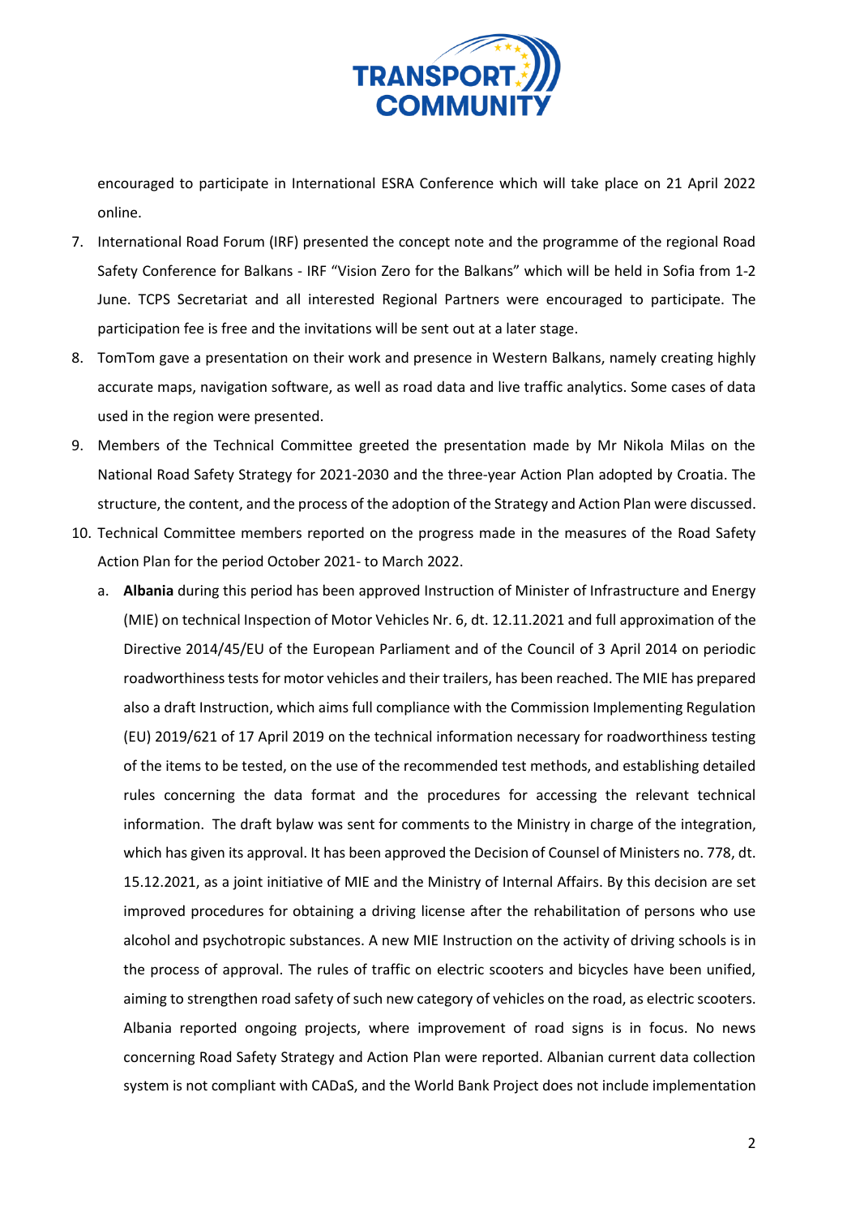encouraged to participate in International ESRA Conference which will take place on 21 April 2022 online.

7. International Road Forum (IRF) presented the concept note and the programme of the regional Road Safety Conference for Balkans - IRF "Vision Zero for the Balkans" which will be held in Sofia from 1-2 June. TCPS Secretariat and all interested Regional Partners were encouraged to participate. The participation fee is free and the invitations will be sent out at a later stage.
8. TomTom gave a presentation on their work and presence in Western Balkans, namely creating highly accurate maps, navigation software, as well as road data and live traffic analytics. Some cases of data used in the region were presented.
9. Members of the Technical Committee greeted the presentation made by Mr Nikola Milas on the National Road Safety Strategy for 2021-2030 and the three-year Action Plan adopted by Croatia. The structure, the content, and the process of the adoption of the Strategy and Action Plan were discussed.
10. Technical Committee members reported on the progress made in the measures of the Road Safety Action Plan for the period October 2021- to March 2022.
    a. **Albania** during this period has been approved Instruction of Minister of Infrastructure and Energy (MIE) on technical Inspection of Motor Vehicles Nr. 6, dt. 12.11.2021 and full approximation of the Directive 2014/45/EU of the European Parliament and of the Council of 3 April 2014 on periodic roadworthiness tests for motor vehicles and their trailers, has been reached. The MIE has prepared also a draft Instruction, which aims full compliance with the Commission Implementing Regulation (EU) 2019/621 of 17 April 2019 on the technical information necessary for roadworthiness testing of the items to be tested, on the use of the recommended test methods, and establishing detailed rules concerning the data format and the procedures for accessing the relevant technical information. The draft bylaw was sent for comments to the Ministry in charge of the integration, which has given its approval. It has been approved the Decision of Counsel of Ministers no. 778, dt. 15.12.2021, as a joint initiative of MIE and the Ministry of Internal Affairs. By this decision are set improved procedures for obtaining a driving license after the rehabilitation of persons who use alcohol and psychotropic substances. A new MIE Instruction on the activity of driving schools is in the process of approval. The rules of traffic on electric scooters and bicycles have been unified, aiming to strengthen road safety of such new category of vehicles on the road, as electric scooters. Albania reported ongoing projects, where improvement of road signs is in focus. No news concerning Road Safety Strategy and Action Plan were reported. Albanian current data collection system is not compliant with CADaS, and the World Bank Project does not include implementation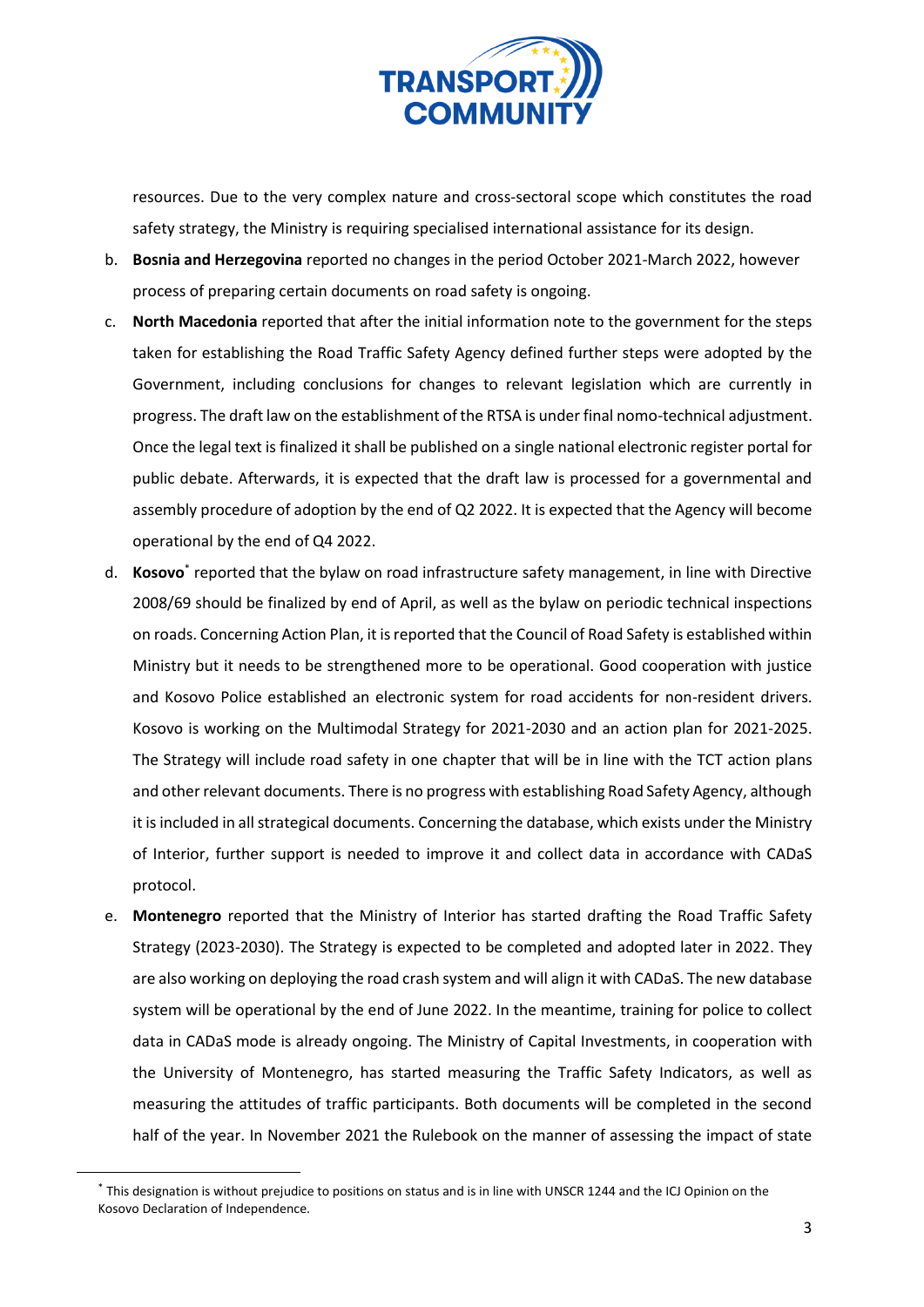resources. Due to the very complex nature and cross-sectoral scope which constitutes the road safety strategy, the Ministry is requiring specialised international assistance for its design.

b. **Bosnia and Herzegovina** reported no changes in the period October 2021-March 2022, however process of preparing certain documents on road safety is ongoing.

c. **North Macedonia** reported that after the initial information note to the government for the steps taken for establishing the Road Traffic Safety Agency defined further steps were adopted by the Government, including conclusions for changes to relevant legislation which are currently in progress. The draft law on the establishment of the RTSA is under final nomo-technical adjustment. Once the legal text is finalized it shall be published on a single national electronic register portal for public debate. Afterwards, it is expected that the draft law is processed for a governmental and assembly procedure of adoption by the end of Q2 2022. It is expected that the Agency will become operational by the end of Q4 2022.

d. **Kosovo**[*] reported that the bylaw on road infrastructure safety management, in line with Directive 2008/69 should be finalized by end of April, as well as the bylaw on periodic technical inspections on roads. Concerning Action Plan, it is reported that the Council of Road Safety is established within Ministry but it needs to be strengthened more to be operational. Good cooperation with justice and Kosovo Police established an electronic system for road accidents for non-resident drivers. Kosovo is working on the Multimodal Strategy for 2021-2030 and an action plan for 2021-2025. The Strategy will include road safety in one chapter that will be in line with the TCT action plans and other relevant documents. There is no progress with establishing Road Safety Agency, although it is included in all strategical documents. Concerning the database, which exists under the Ministry of Interior, further support is needed to improve it and collect data in accordance with CADaS protocol.

e. **Montenegro** reported that the Ministry of Interior has started drafting the Road Traffic Safety Strategy (2023-2030). The Strategy is expected to be completed and adopted later in 2022. They are also working on deploying the road crash system and will align it with CADaS. The new database system will be operational by the end of June 2022. In the meantime, training for police to collect data in CADaS mode is already ongoing. The Ministry of Capital Investments, in cooperation with the University of Montenegro, has started measuring the Traffic Safety Indicators, as well as measuring the attitudes of traffic participants. Both documents will be completed in the second half of the year. In November 2021 the Rulebook on the manner of assessing the impact of state

---

[*] This designation is without prejudice to positions on status and is in line with UNSCR 1244 and the ICJ Opinion on the Kosovo Declaration of Independence.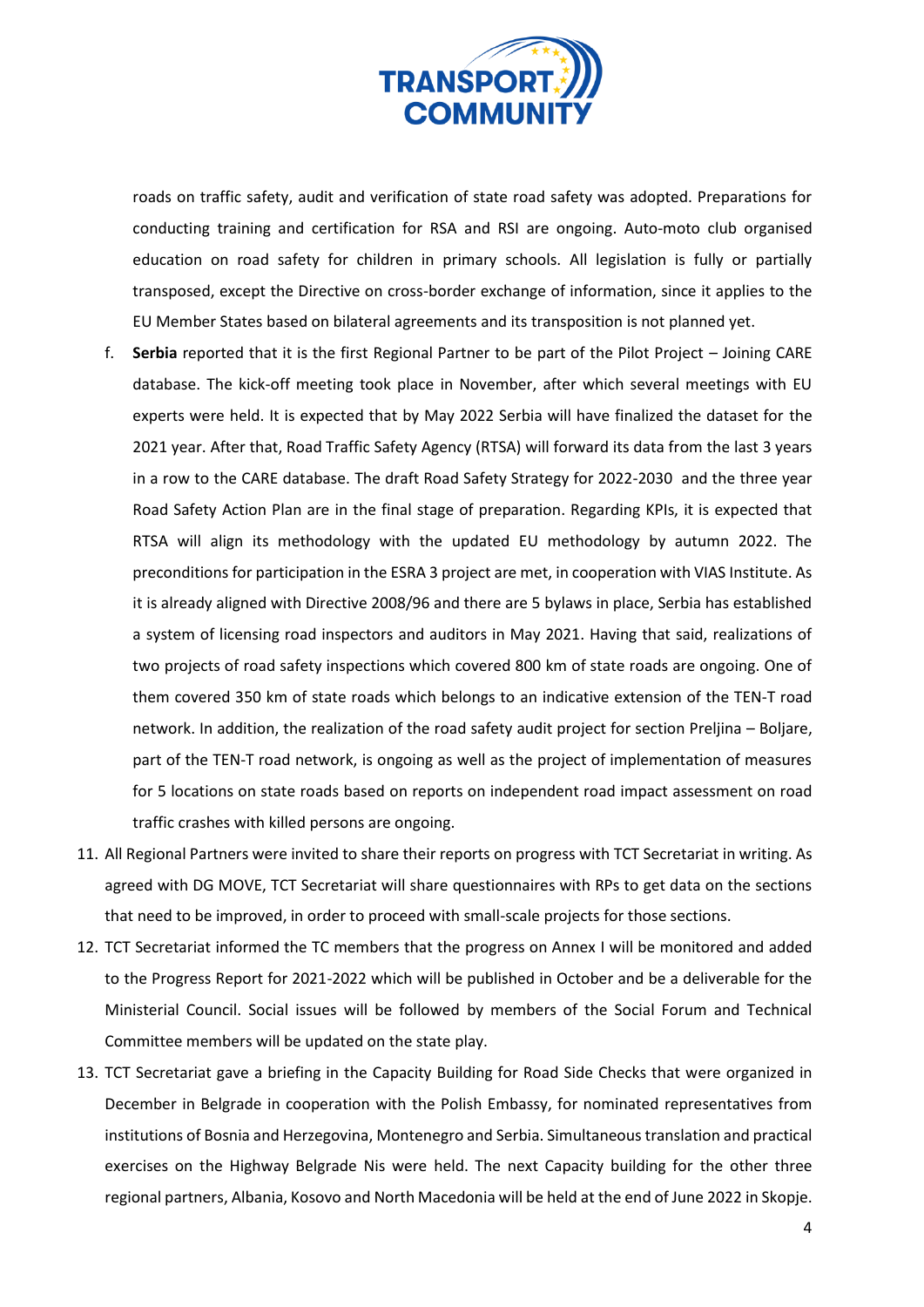roads on traffic safety, audit and verification of state road safety was adopted. Preparations for conducting training and certification for RSA and RSI are ongoing. Auto-moto club organised education on road safety for children in primary schools. All legislation is fully or partially transposed, except the Directive on cross-border exchange of information, since it applies to the EU Member States based on bilateral agreements and its transposition is not planned yet.

f. **Serbia** reported that it is the first Regional Partner to be part of the Pilot Project – Joining CARE database. The kick-off meeting took place in November, after which several meetings with EU experts were held. It is expected that by May 2022 Serbia will have finalized the dataset for the 2021 year. After that, Road Traffic Safety Agency (RTSA) will forward its data from the last 3 years in a row to the CARE database. The draft Road Safety Strategy for 2022-2030 and the three year Road Safety Action Plan are in the final stage of preparation. Regarding KPIs, it is expected that RTSA will align its methodology with the updated EU methodology by autumn 2022. The preconditions for participation in the ESRA 3 project are met, in cooperation with VIAS Institute. As it is already aligned with Directive 2008/96 and there are 5 bylaws in place, Serbia has established a system of licensing road inspectors and auditors in May 2021. Having that said, realizations of two projects of road safety inspections which covered 800 km of state roads are ongoing. One of them covered 350 km of state roads which belongs to an indicative extension of the TEN-T road network. In addition, the realization of the road safety audit project for section Preljina – Boljare, part of the TEN-T road network, is ongoing as well as the project of implementation of measures for 5 locations on state roads based on reports on independent road impact assessment on road traffic crashes with killed persons are ongoing.

11. All Regional Partners were invited to share their reports on progress with TCT Secretariat in writing. As agreed with DG MOVE, TCT Secretariat will share questionnaires with RPs to get data on the sections that need to be improved, in order to proceed with small-scale projects for those sections.
12. TCT Secretariat informed the TC members that the progress on Annex I will be monitored and added to the Progress Report for 2021-2022 which will be published in October and be a deliverable for the Ministerial Council. Social issues will be followed by members of the Social Forum and Technical Committee members will be updated on the state play.
13. TCT Secretariat gave a briefing in the Capacity Building for Road Side Checks that were organized in December in Belgrade in cooperation with the Polish Embassy, for nominated representatives from institutions of Bosnia and Herzegovina, Montenegro and Serbia. Simultaneous translation and practical exercises on the Highway Belgrade Nis were held. The next Capacity building for the other three regional partners, Albania, Kosovo and North Macedonia will be held at the end of June 2022 in Skopje.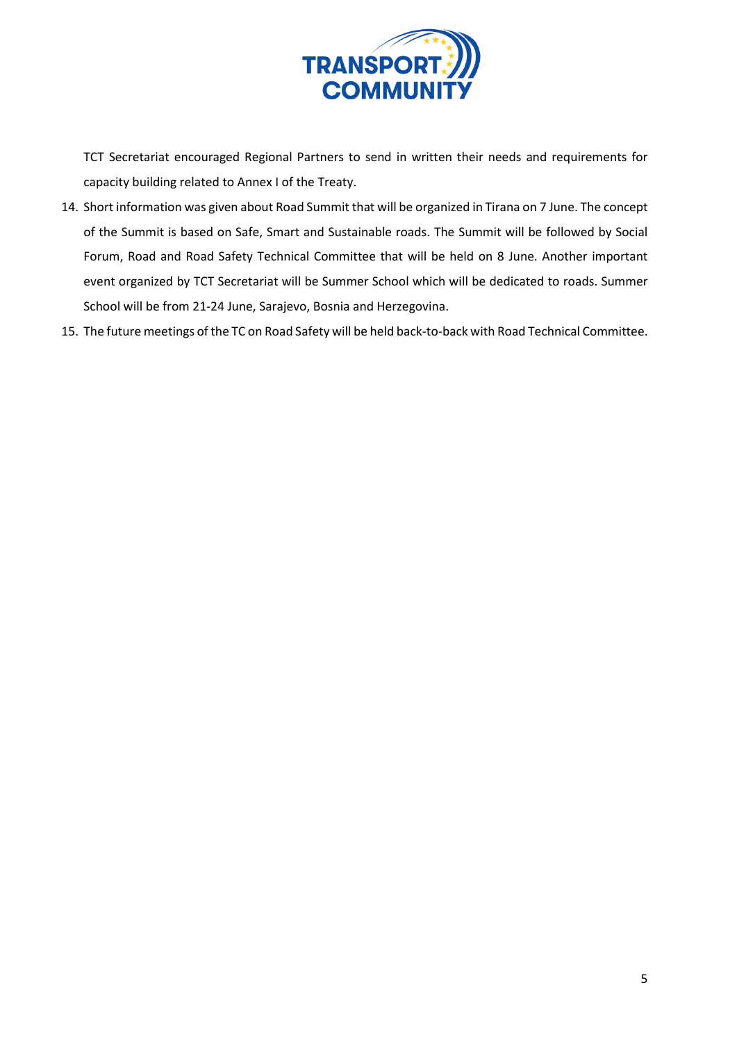TCT Secretariat encouraged Regional Partners to send in written their needs and requirements for capacity building related to Annex I of the Treaty.

14. Short information was given about Road Summit that will be organized in Tirana on 7 June. The concept of the Summit is based on Safe, Smart and Sustainable roads. The Summit will be followed by Social Forum, Road and Road Safety Technical Committee that will be held on 8 June. Another important event organized by TCT Secretariat will be Summer School which will be dedicated to roads. Summer School will be from 21-24 June, Sarajevo, Bosnia and Herzegovina.
15. The future meetings of the TC on Road Safety will be held back-to-back with Road Technical Committee.